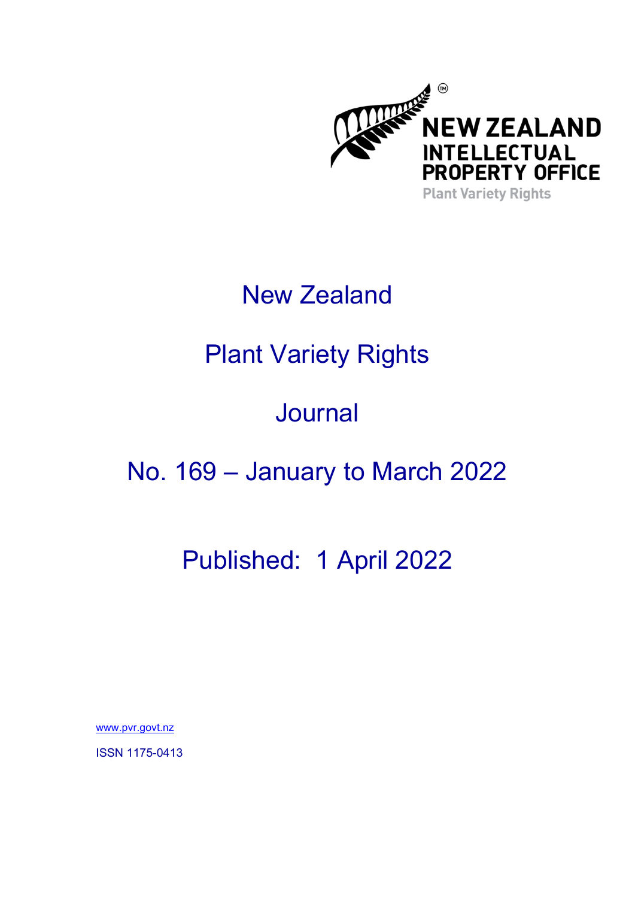NEW ZEALAND
INTELLECTUAL
PROPERTY OFFICE
Plant Variety Rights

# New Zealand

# Plant Variety Rights

# Journal

# No. 169 – January to March 2022

## Published: 1 April 2022

www.pvr.govt.nz

ISSN 1175-0413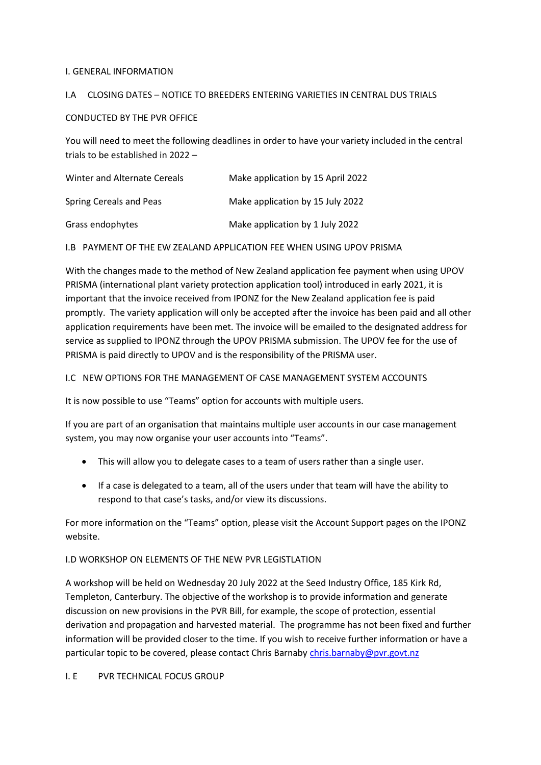I. GENERAL INFORMATION

I.A CLOSING DATES – NOTICE TO BREEDERS ENTERING VARIETIES IN CENTRAL DUS TRIALS

CONDUCTED BY THE PVR OFFICE

You will need to meet the following deadlines in order to have your variety included in the central trials to be established in 2022 –

| | |
|---|---|
| Winter and Alternate Cereals | Make application by 15 April 2022 |
| Spring Cereals and Peas | Make application by 15 July 2022 |
| Grass endophytes | Make application by 1 July 2022 |

I.B PAYMENT OF THE EW ZEALAND APPLICATION FEE WHEN USING UPOV PRISMA

With the changes made to the method of New Zealand application fee payment when using UPOV PRISMA (international plant variety protection application tool) introduced in early 2021, it is important that the invoice received from IPONZ for the New Zealand application fee is paid promptly. The variety application will only be accepted after the invoice has been paid and all other application requirements have been met. The invoice will be emailed to the designated address for service as supplied to IPONZ through the UPOV PRISMA submission. The UPOV fee for the use of PRISMA is paid directly to UPOV and is the responsibility of the PRISMA user.

I.C NEW OPTIONS FOR THE MANAGEMENT OF CASE MANAGEMENT SYSTEM ACCOUNTS

It is now possible to use "Teams" option for accounts with multiple users.

If you are part of an organisation that maintains multiple user accounts in our case management system, you may now organise your user accounts into "Teams".

- This will allow you to delegate cases to a team of users rather than a single user.
- If a case is delegated to a team, all of the users under that team will have the ability to respond to that case's tasks, and/or view its discussions.

For more information on the "Teams" option, please visit the Account Support pages on the IPONZ website.

I.D WORKSHOP ON ELEMENTS OF THE NEW PVR LEGISTLATION

A workshop will be held on Wednesday 20 July 2022 at the Seed Industry Office, 185 Kirk Rd, Templeton, Canterbury. The objective of the workshop is to provide information and generate discussion on new provisions in the PVR Bill, for example, the scope of protection, essential derivation and propagation and harvested material. The programme has not been fixed and further information will be provided closer to the time. If you wish to receive further information or have a particular topic to be covered, please contact Chris Barnaby chris.barnaby@pvr.govt.nz

I. E PVR TECHNICAL FOCUS GROUP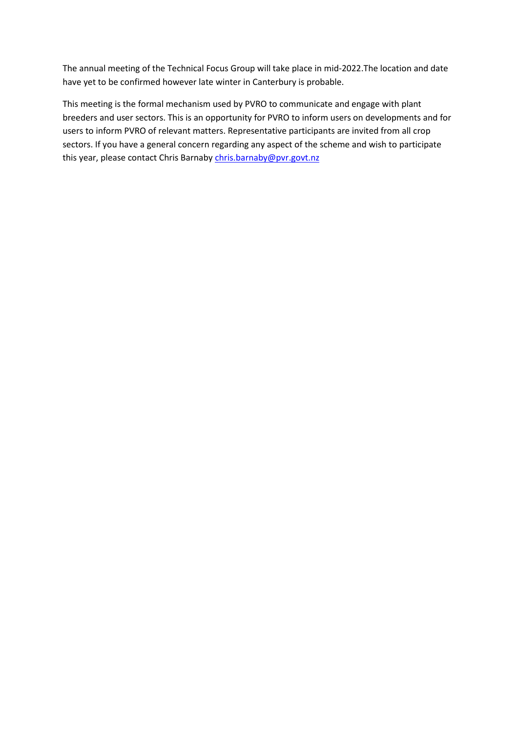The annual meeting of the Technical Focus Group will take place in mid-2022.The location and date have yet to be confirmed however late winter in Canterbury is probable.

This meeting is the formal mechanism used by PVRO to communicate and engage with plant breeders and user sectors. This is an opportunity for PVRO to inform users on developments and for users to inform PVRO of relevant matters. Representative participants are invited from all crop sectors. If you have a general concern regarding any aspect of the scheme and wish to participate this year, please contact Chris Barnaby chris.barnaby@pvr.govt.nz